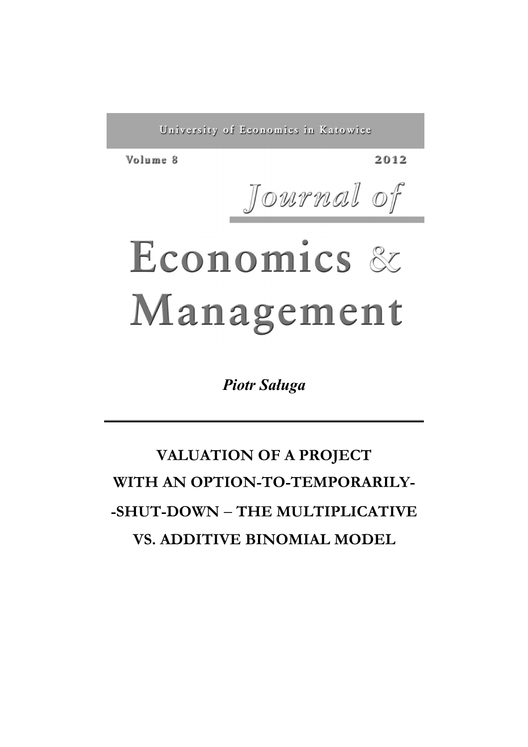University of Economics in Katowice

Volume 8 2012

Journal of

# Economics & Management

*Piotr Saługa*

---

# VALUATION OF A PROJECT WITH AN OPTION-TO-TEMPORARILY-SHUT-DOWN – THE MULTIPLICATIVE VS. ADDITIVE BINOMIAL MODEL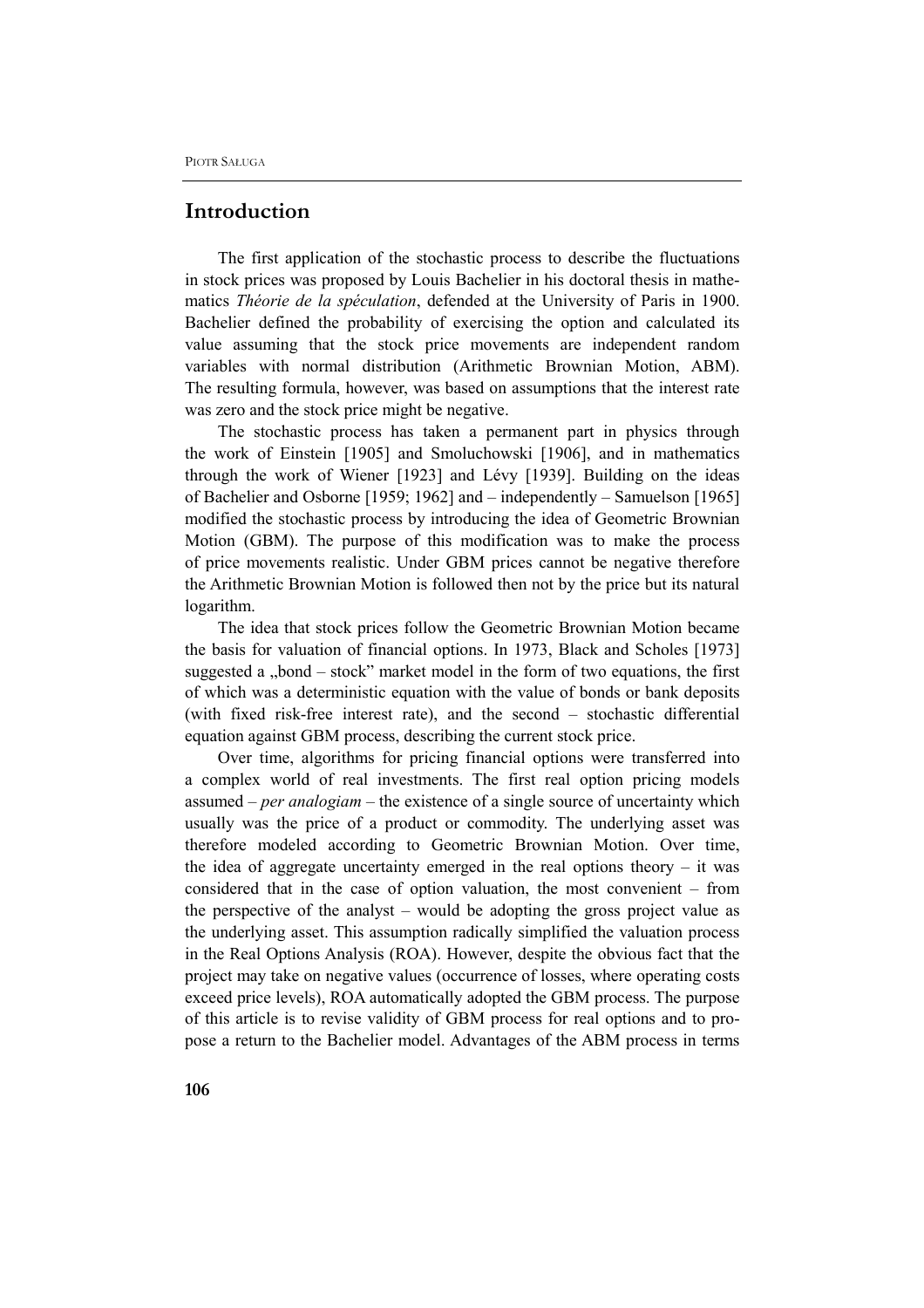## Introduction

The first application of the stochastic process to describe the fluctuations in stock prices was proposed by Louis Bachelier in his doctoral thesis in mathematics *Théorie de la spéculation*, defended at the University of Paris in 1900. Bachelier defined the probability of exercising the option and calculated its value assuming that the stock price movements are independent random variables with normal distribution (Arithmetic Brownian Motion, ABM). The resulting formula, however, was based on assumptions that the interest rate was zero and the stock price might be negative.

The stochastic process has taken a permanent part in physics through the work of Einstein [1905] and Smoluchowski [1906], and in mathematics through the work of Wiener [1923] and Lévy [1939]. Building on the ideas of Bachelier and Osborne [1959; 1962] and – independently – Samuelson [1965] modified the stochastic process by introducing the idea of Geometric Brownian Motion (GBM). The purpose of this modification was to make the process of price movements realistic. Under GBM prices cannot be negative therefore the Arithmetic Brownian Motion is followed then not by the price but its natural logarithm.

The idea that stock prices follow the Geometric Brownian Motion became the basis for valuation of financial options. In 1973, Black and Scholes [1973] suggested a „bond – stock" market model in the form of two equations, the first of which was a deterministic equation with the value of bonds or bank deposits (with fixed risk-free interest rate), and the second – stochastic differential equation against GBM process, describing the current stock price.

Over time, algorithms for pricing financial options were transferred into a complex world of real investments. The first real option pricing models assumed – *per analogiam* – the existence of a single source of uncertainty which usually was the price of a product or commodity. The underlying asset was therefore modeled according to Geometric Brownian Motion. Over time, the idea of aggregate uncertainty emerged in the real options theory – it was considered that in the case of option valuation, the most convenient – from the perspective of the analyst – would be adopting the gross project value as the underlying asset. This assumption radically simplified the valuation process in the Real Options Analysis (ROA). However, despite the obvious fact that the project may take on negative values (occurrence of losses, where operating costs exceed price levels), ROA automatically adopted the GBM process. The purpose of this article is to revise validity of GBM process for real options and to propose a return to the Bachelier model. Advantages of the ABM process in terms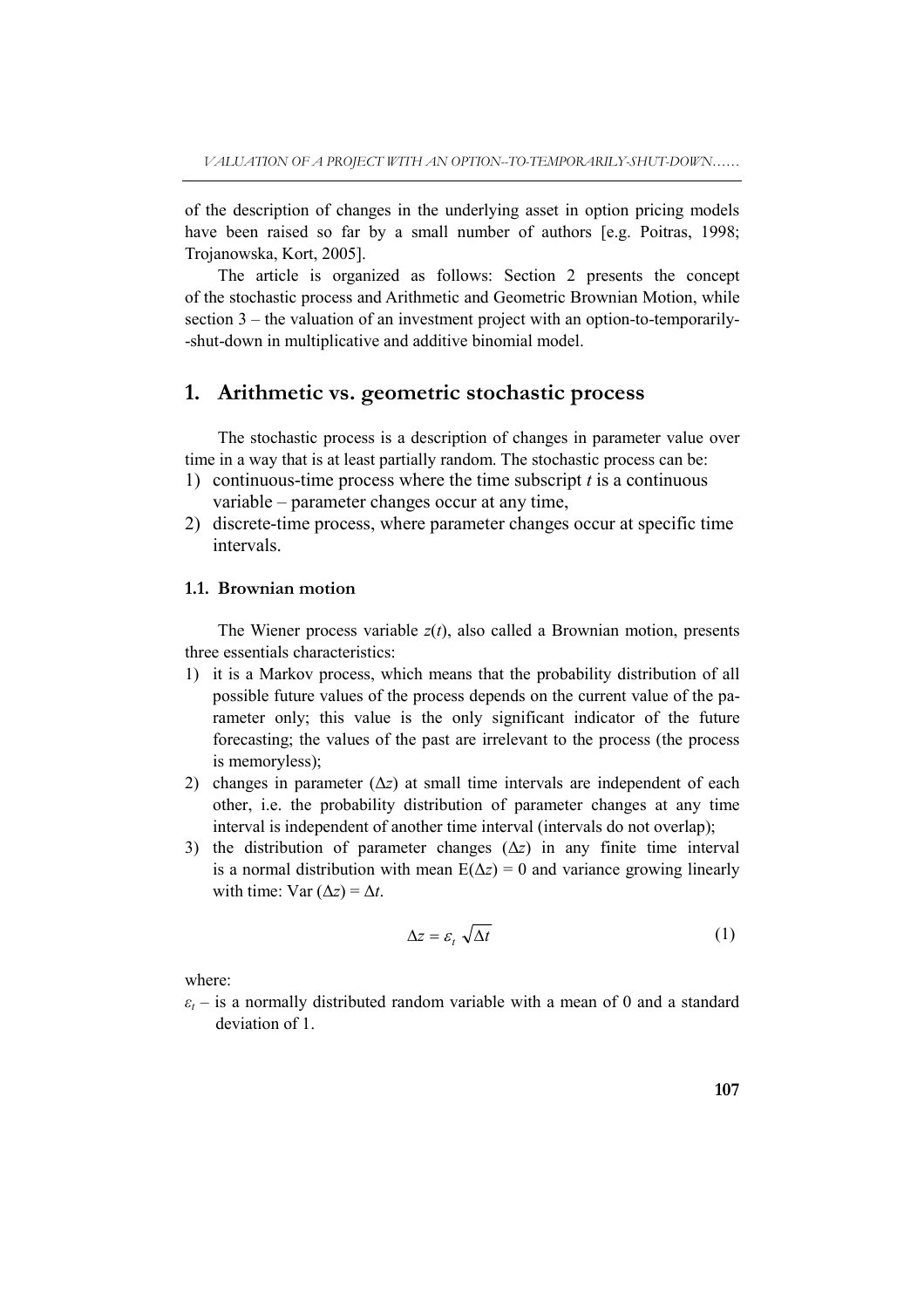of the description of changes in the underlying asset in option pricing models have been raised so far by a small number of authors [e.g. Poitras, 1998; Trojanowska, Kort, 2005].

The article is organized as follows: Section 2 presents the concept of the stochastic process and Arithmetic and Geometric Brownian Motion, while section 3 – the valuation of an investment project with an option-to-temporarily--shut-down in multiplicative and additive binomial model.

# 1. Arithmetic vs. geometric stochastic process

The stochastic process is a description of changes in parameter value over time in a way that is at least partially random. The stochastic process can be:

1) continuous-time process where the time subscript $t$ is a continuous variable – parameter changes occur at any time,
2) discrete-time process, where parameter changes occur at specific time intervals.

## 1.1. Brownian motion

The Wiener process variable $z(t)$, also called a Brownian motion, presents three essentials characteristics:

1) it is a Markov process, which means that the probability distribution of all possible future values of the process depends on the current value of the parameter only; this value is the only significant indicator of the future forecasting; the values of the past are irrelevant to the process (the process is memoryless);
2) changes in parameter ($\Delta z$) at small time intervals are independent of each other, i.e. the probability distribution of parameter changes at any time interval is independent of another time interval (intervals do not overlap);
3) the distribution of parameter changes ($\Delta z$) in any finite time interval is a normal distribution with mean $E(\Delta z) = 0$ and variance growing linearly with time: $Var(\Delta z) = \Delta t$.

$$\Delta z = \varepsilon_t \sqrt{\Delta t} \tag{1}$$

where:

$\varepsilon_t$ – is a normally distributed random variable with a mean of 0 and a standard deviation of 1.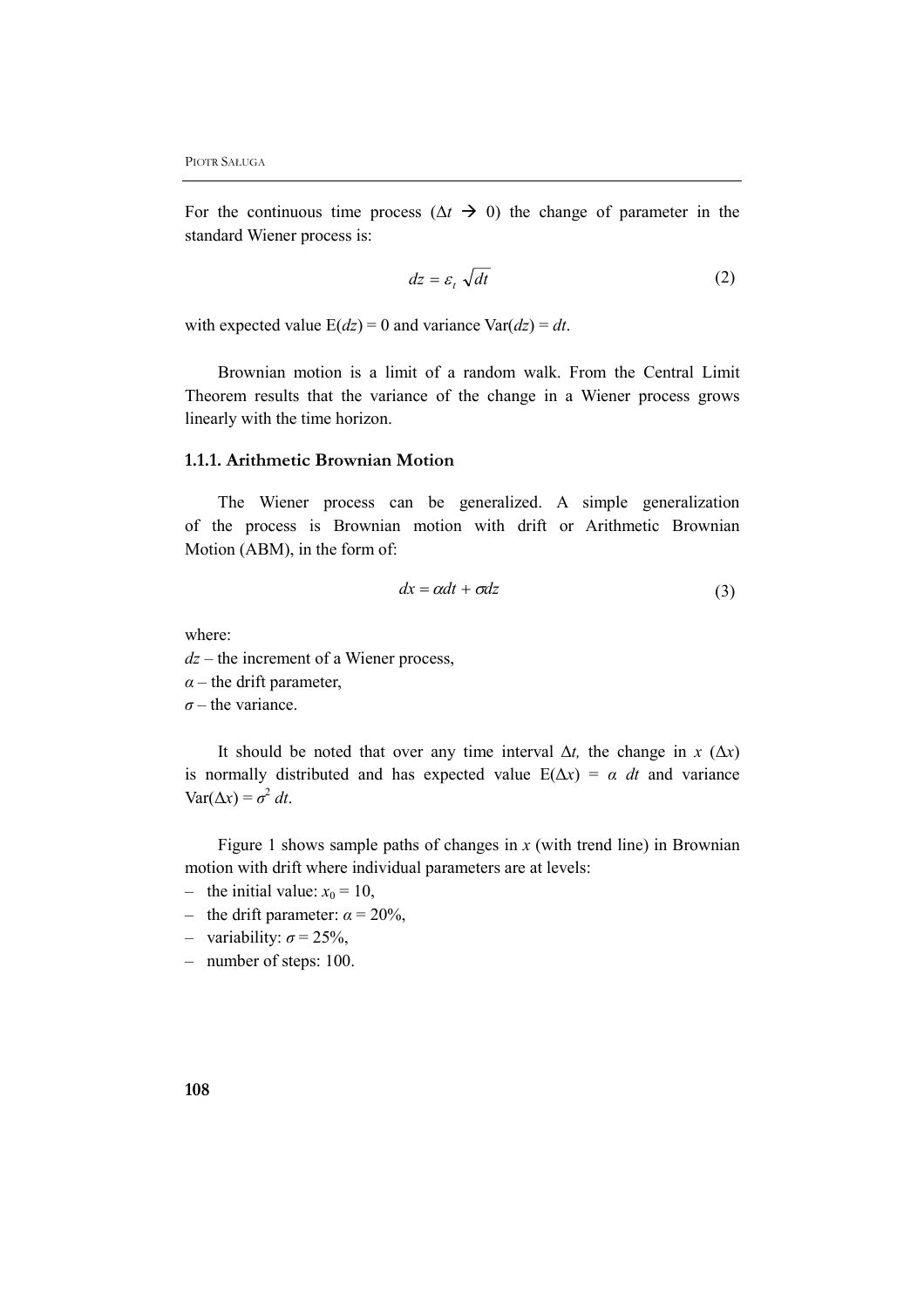For the continuous time process ($\Delta t \rightarrow 0$) the change of parameter in the standard Wiener process is:

$$dz = \varepsilon_t \sqrt{dt} \tag{2}$$

with expected value $E(dz) = 0$ and variance $Var(dz) = dt$.

Brownian motion is a limit of a random walk. From the Central Limit Theorem results that the variance of the change in a Wiener process grows linearly with the time horizon.

### 1.1.1. Arithmetic Brownian Motion

The Wiener process can be generalized. A simple generalization of the process is Brownian motion with drift or Arithmetic Brownian Motion (ABM), in the form of:

$$dx = \alpha dt + \sigma dz \tag{3}$$

where:
$dz$ – the increment of a Wiener process,
$\alpha$ – the drift parameter,
$\sigma$ – the variance.

It should be noted that over any time interval $\Delta t$, the change in $x$ ($\Delta x$) is normally distributed and has expected value $E(\Delta x) = \alpha\ dt$ and variance $Var(\Delta x) = \sigma^2\ dt$.

Figure 1 shows sample paths of changes in $x$ (with trend line) in Brownian motion with drift where individual parameters are at levels:

- the initial value: $x_0 = 10$,
- the drift parameter: $\alpha = 20\%$,
- variability: $\sigma = 25\%$,
- number of steps: 100.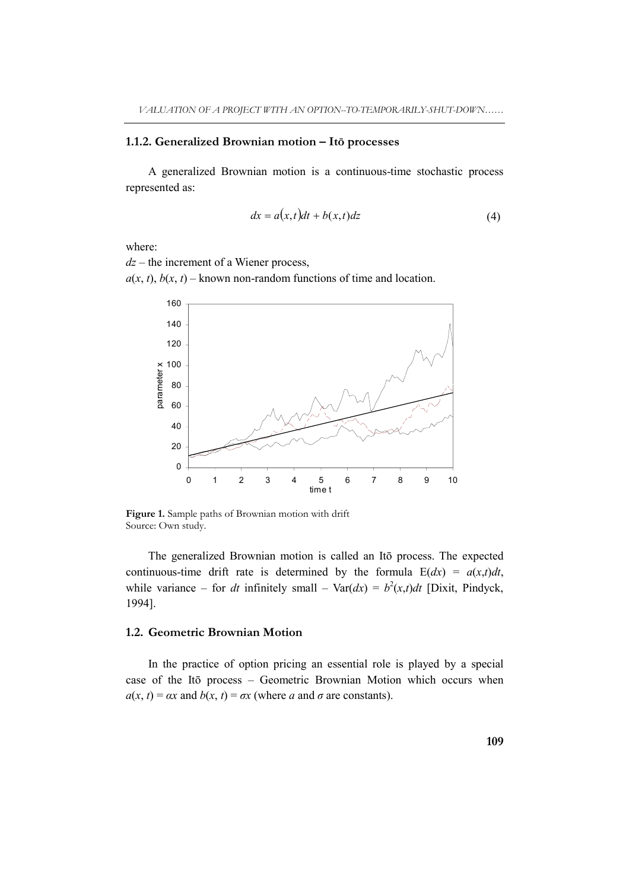### 1.1.2. Generalized Brownian motion – Itō processes

A generalized Brownian motion is a continuous-time stochastic process represented as:

$$dx = a(x,t)dt + b(x,t)dz \tag{4}$$

where:

$dz$ – the increment of a Wiener process,

$a(x, t)$, $b(x, t)$ – known non-random functions of time and location.

**Figure 1.** Sample paths of Brownian motion with drift
Source: Own study.

The generalized Brownian motion is called an Itō process. The expected continuous-time drift rate is determined by the formula $E(dx) = a(x,t)dt$, while variance – for $dt$ infinitely small – $Var(dx) = b^2(x,t)dt$ [Dixit, Pindyck, 1994].

## 1.2. Geometric Brownian Motion

In the practice of option pricing an essential role is played by a special case of the Itō process – Geometric Brownian Motion which occurs when $a(x, t) = \alpha x$ and $b(x, t) = \sigma x$ (where $a$ and $\sigma$ are constants).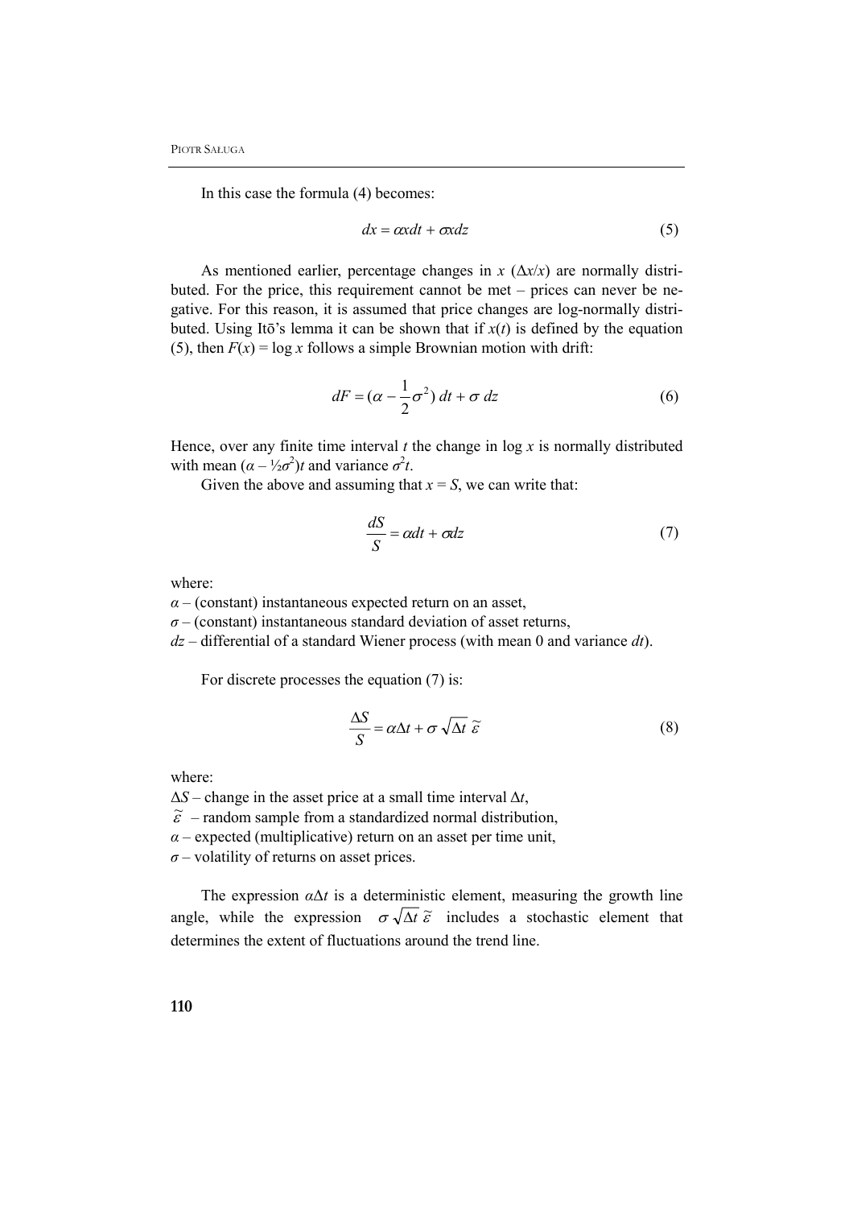In this case the formula (4) becomes:

$$dx = \alpha x dt + \sigma x dz \tag{5}$$

As mentioned earlier, percentage changes in $x$ ($\Delta x/x$) are normally distributed. For the price, this requirement cannot be met – prices can never be negative. For this reason, it is assumed that price changes are log-normally distributed. Using Itō's lemma it can be shown that if $x(t)$ is defined by the equation (5), then $F(x) = \log x$ follows a simple Brownian motion with drift:

$$dF = (\alpha - \frac{1}{2}\sigma^2)\, dt + \sigma\, dz \tag{6}$$

Hence, over any finite time interval $t$ the change in log $x$ is normally distributed with mean $(\alpha - \frac{1}{2}\sigma^2)t$ and variance $\sigma^2 t$.

Given the above and assuming that $x = S$, we can write that:

$$\frac{dS}{S} = \alpha dt + \sigma dz \tag{7}$$

where:

$\alpha$ – (constant) instantaneous expected return on an asset,
$\sigma$ – (constant) instantaneous standard deviation of asset returns,
$dz$ – differential of a standard Wiener process (with mean 0 and variance $dt$).

For discrete processes the equation (7) is:

$$\frac{\Delta S}{S} = \alpha \Delta t + \sigma \sqrt{\Delta t}\, \tilde{\varepsilon} \tag{8}$$

where:

$\Delta S$ – change in the asset price at a small time interval $\Delta t$,
$\tilde{\varepsilon}$ – random sample from a standardized normal distribution,
$\alpha$ – expected (multiplicative) return on an asset per time unit,
$\sigma$ – volatility of returns on asset prices.

The expression $\alpha \Delta t$ is a deterministic element, measuring the growth line angle, while the expression $\sigma \sqrt{\Delta t}\, \tilde{\varepsilon}$ includes a stochastic element that determines the extent of fluctuations around the trend line.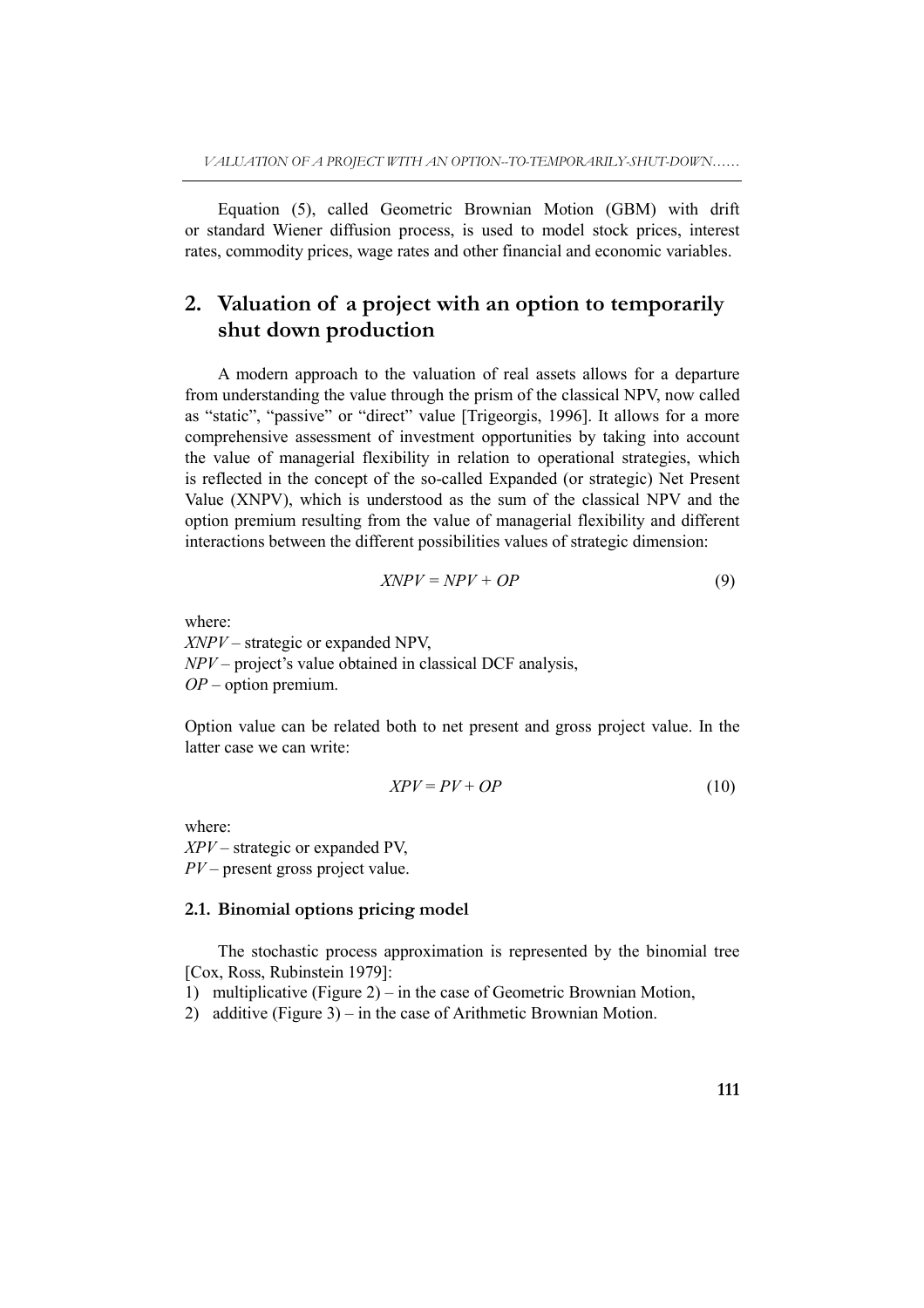Equation (5), called Geometric Brownian Motion (GBM) with drift or standard Wiener diffusion process, is used to model stock prices, interest rates, commodity prices, wage rates and other financial and economic variables.

## 2. Valuation of a project with an option to temporarily shut down production

A modern approach to the valuation of real assets allows for a departure from understanding the value through the prism of the classical NPV, now called as "static", "passive" or "direct" value [Trigeorgis, 1996]. It allows for a more comprehensive assessment of investment opportunities by taking into account the value of managerial flexibility in relation to operational strategies, which is reflected in the concept of the so-called Expanded (or strategic) Net Present Value (XNPV), which is understood as the sum of the classical NPV and the option premium resulting from the value of managerial flexibility and different interactions between the different possibilities values of strategic dimension:

$$XNPV = NPV + OP \tag{9}$$

where:
*XNPV* – strategic or expanded NPV,
*NPV* – project's value obtained in classical DCF analysis,
*OP* – option premium.

Option value can be related both to net present and gross project value. In the latter case we can write:

$$XPV = PV + OP \tag{10}$$

where:
*XPV* – strategic or expanded PV,
*PV* – present gross project value.

### 2.1. Binomial options pricing model

The stochastic process approximation is represented by the binomial tree [Cox, Ross, Rubinstein 1979]:

1) multiplicative (Figure 2) – in the case of Geometric Brownian Motion,
2) additive (Figure 3) – in the case of Arithmetic Brownian Motion.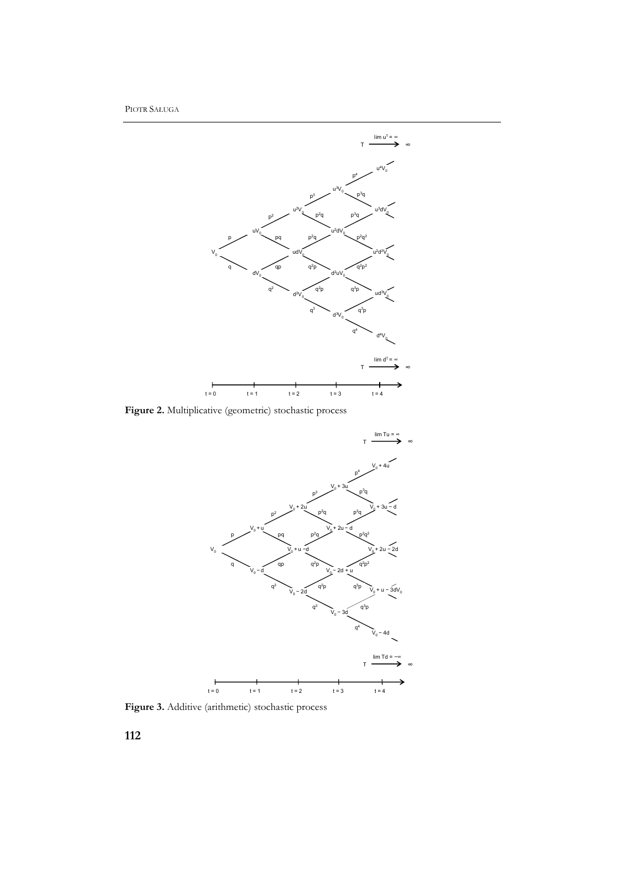Figure 2. Multiplicative (geometric) stochastic process

Figure 3. Additive (arithmetic) stochastic process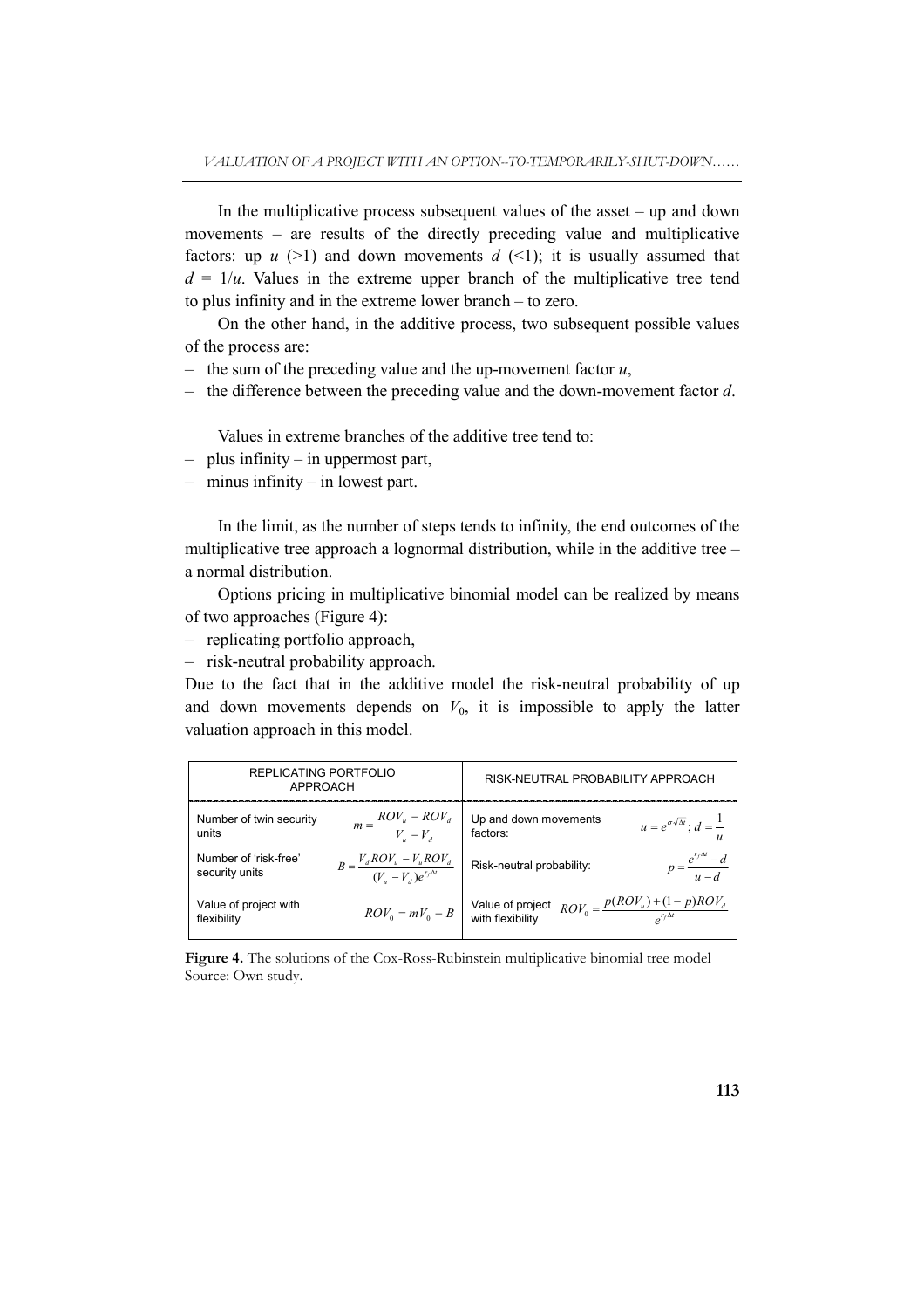In the multiplicative process subsequent values of the asset – up and down movements – are results of the directly preceding value and multiplicative factors: up $u$ (>1) and down movements $d$ (<1); it is usually assumed that $d = 1/u$. Values in the extreme upper branch of the multiplicative tree tend to plus infinity and in the extreme lower branch – to zero.

On the other hand, in the additive process, two subsequent possible values of the process are:

- the sum of the preceding value and the up-movement factor $u$,
- the difference between the preceding value and the down-movement factor $d$.

Values in extreme branches of the additive tree tend to:

- plus infinity – in uppermost part,
- minus infinity – in lowest part.

In the limit, as the number of steps tends to infinity, the end outcomes of the multiplicative tree approach a lognormal distribution, while in the additive tree – a normal distribution.

Options pricing in multiplicative binomial model can be realized by means of two approaches (Figure 4):

- replicating portfolio approach,
- risk-neutral probability approach.

Due to the fact that in the additive model the risk-neutral probability of up and down movements depends on $V_0$, it is impossible to apply the latter valuation approach in this model.

| REPLICATING PORTFOLIO APPROACH | | RISK-NEUTRAL PROBABILITY APPROACH | |
|---|---|---|---|
| Number of twin security units | $m = \frac{ROV_u - ROV_d}{V_u - V_d}$ | Up and down movements factors: | $u = e^{\sigma\sqrt{\Delta t}}$; $d = \frac{1}{u}$ |
| Number of 'risk-free' security units | $B = \frac{V_d ROV_u - V_u ROV_d}{(V_u - V_d)e^{r_f \Delta t}}$ | Risk-neutral probability: | $p = \frac{e^{r_f \Delta t} - d}{u - d}$ |
| Value of project with flexibility | $ROV_0 = mV_0 - B$ | Value of project with flexibility | $ROV_0 = \frac{p(ROV_u) + (1-p)ROV_d}{e^{r_f \Delta t}}$ |

**Figure 4.** The solutions of the Cox-Ross-Rubinstein multiplicative binomial tree model
Source: Own study.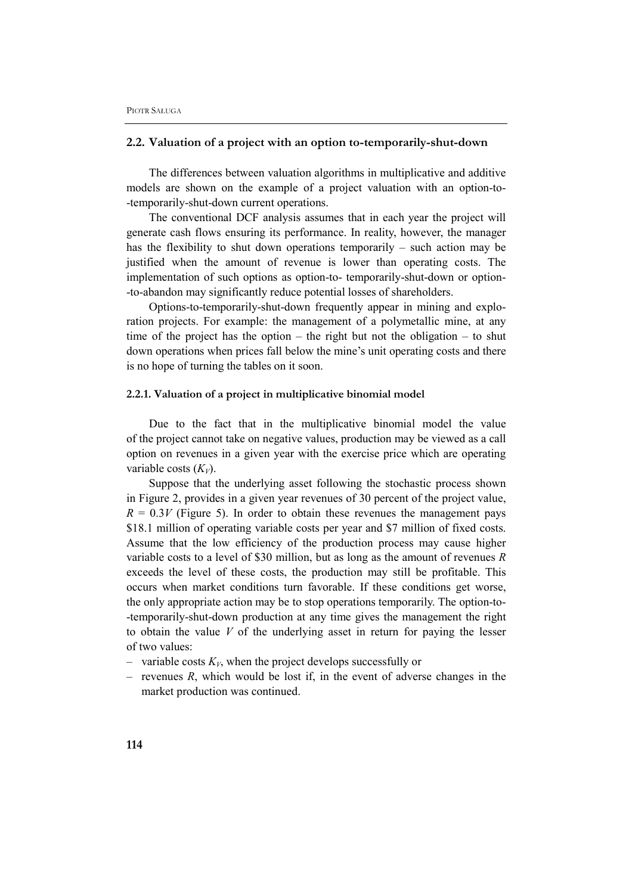## 2.2. Valuation of a project with an option to-temporarily-shut-down

The differences between valuation algorithms in multiplicative and additive models are shown on the example of a project valuation with an option-to-temporarily-shut-down current operations.

The conventional DCF analysis assumes that in each year the project will generate cash flows ensuring its performance. In reality, however, the manager has the flexibility to shut down operations temporarily – such action may be justified when the amount of revenue is lower than operating costs. The implementation of such options as option-to- temporarily-shut-down or option-to-abandon may significantly reduce potential losses of shareholders.

Options-to-temporarily-shut-down frequently appear in mining and exploration projects. For example: the management of a polymetallic mine, at any time of the project has the option – the right but not the obligation – to shut down operations when prices fall below the mine's unit operating costs and there is no hope of turning the tables on it soon.

### 2.2.1. Valuation of a project in multiplicative binomial model

Due to the fact that in the multiplicative binomial model the value of the project cannot take on negative values, production may be viewed as a call option on revenues in a given year with the exercise price which are operating variable costs ($K_V$).

Suppose that the underlying asset following the stochastic process shown in Figure 2, provides in a given year revenues of 30 percent of the project value, $R = 0.3V$ (Figure 5). In order to obtain these revenues the management pays \$18.1 million of operating variable costs per year and \$7 million of fixed costs. Assume that the low efficiency of the production process may cause higher variable costs to a level of \$30 million, but as long as the amount of revenues $R$ exceeds the level of these costs, the production may still be profitable. This occurs when market conditions turn favorable. If these conditions get worse, the only appropriate action may be to stop operations temporarily. The option-to-temporarily-shut-down production at any time gives the management the right to obtain the value $V$ of the underlying asset in return for paying the lesser of two values:

- variable costs $K_V$, when the project develops successfully or
- revenues $R$, which would be lost if, in the event of adverse changes in the market production was continued.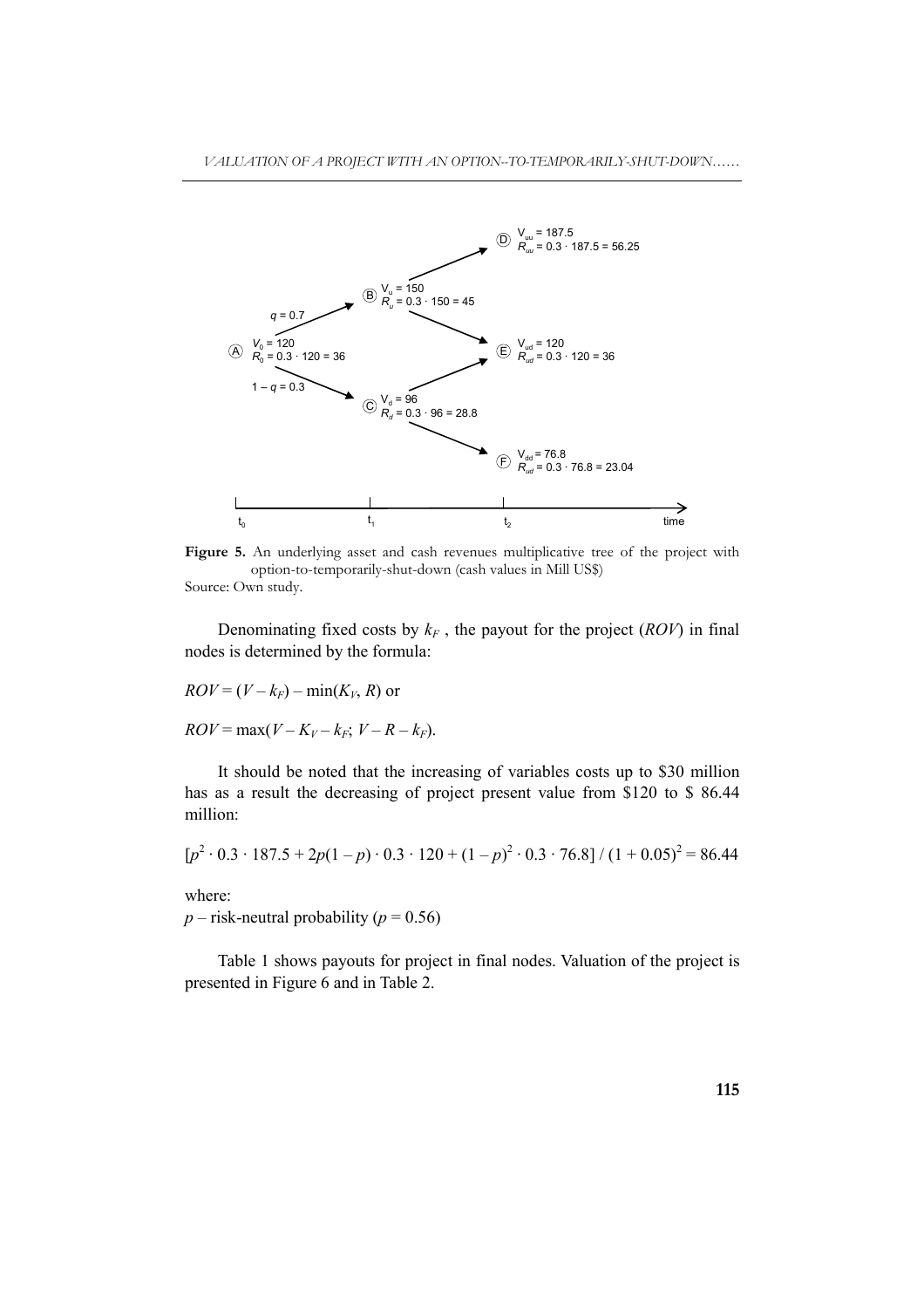Figure 5. An underlying asset and cash revenues multiplicative tree of the project with option-to-temporarily-shut-down (cash values in Mill US$)

Source: Own study.

Denominating fixed costs by $k_F$ , the payout for the project ($ROV$) in final nodes is determined by the formula:

$ROV = (V - k_F) - \min(K_V, R)$ or

$ROV = \max(V - K_V - k_F;\ V - R - k_F)$.

It should be noted that the increasing of variables costs up to \$30 million has as a result the decreasing of project present value from \$120 to \$ 86.44 million:

$$[p^2 \cdot 0.3 \cdot 187.5 + 2p(1 - p) \cdot 0.3 \cdot 120 + (1 - p)^2 \cdot 0.3 \cdot 76.8] / (1 + 0.05)^2 = 86.44$$

where:

$p$ – risk-neutral probability ($p = 0.56$)

Table 1 shows payouts for project in final nodes. Valuation of the project is presented in Figure 6 and in Table 2.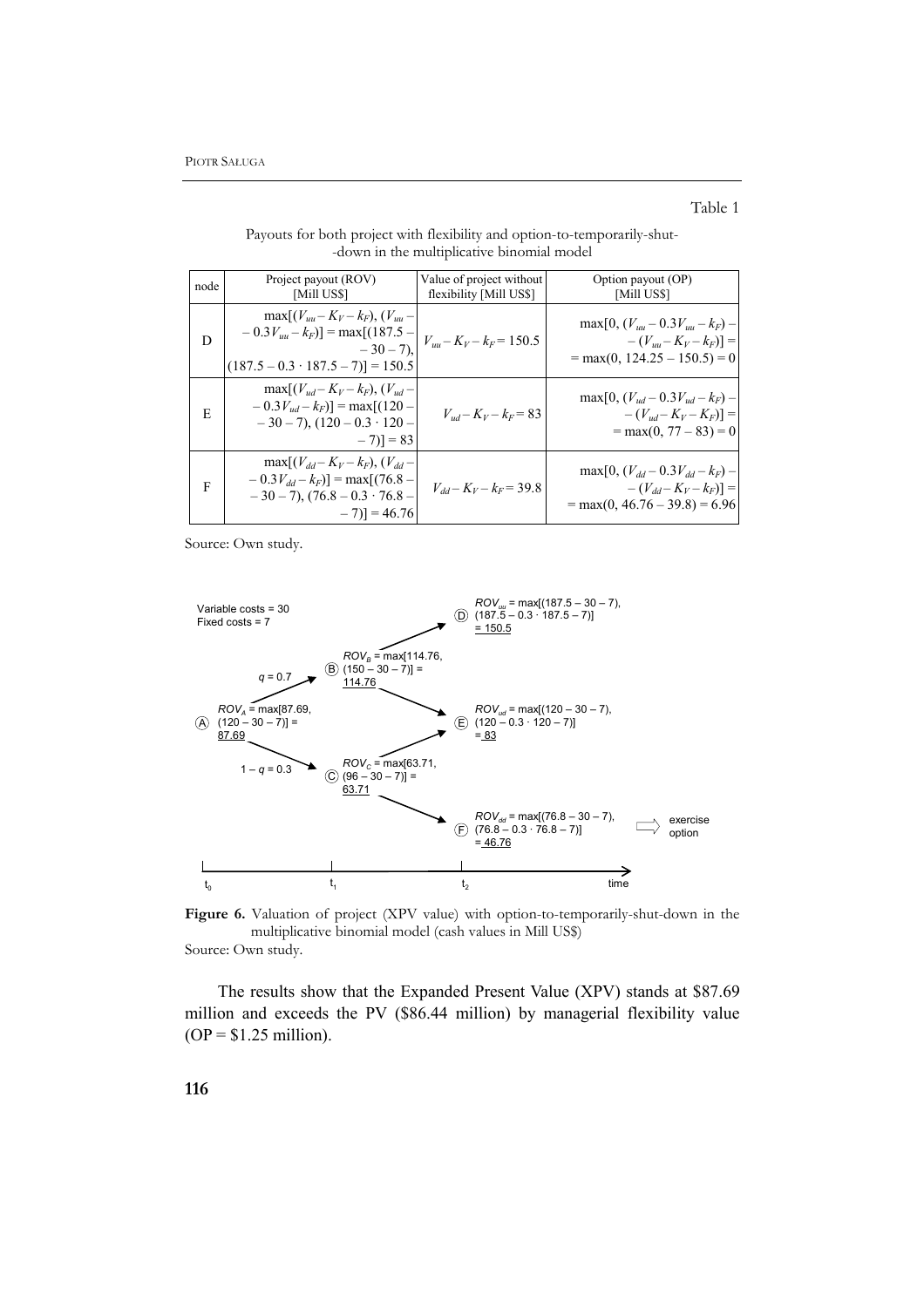Table 1

Payouts for both project with flexibility and option-to-temporarily-shut-down in the multiplicative binomial model

| node | Project payout (ROV) [Mill US$] | Value of project without flexibility [Mill US$] | Option payout (OP) [Mill US$] |
|---|---|---|---|
| D | $\max[(V_{uu} - K_V - k_F), (V_{uu} - 0.3V_{uu} - k_F)] = \max[(187.5 - 30 - 7), (187.5 - 0.3 \cdot 187.5 - 7)] = 150.5$ | $V_{uu} - K_V - k_F = 150.5$ | $\max[0, (V_{uu} - 0.3V_{uu} - k_F) - (V_{uu} - K_V - k_F)] = \max(0, 124.25 - 150.5) = 0$ |
| E | $\max[(V_{ud} - K_V - k_F), (V_{ud} - 0.3V_{ud} - k_F)] = \max[(120 - 30 - 7), (120 - 0.3 \cdot 120 - 7)] = 83$ | $V_{ud} - K_V - k_F = 83$ | $\max[0, (V_{ud} - 0.3V_{ud} - k_F) - (V_{ud} - K_V - K_F)] = \max(0, 77 - 83) = 0$ |
| F | $\max[(V_{dd} - K_V - k_F), (V_{dd} - 0.3V_{dd} - k_F)] = \max[(76.8 - 30 - 7), (76.8 - 0.3 \cdot 76.8 - 7)] = 46.76$ | $V_{dd} - K_V - k_F = 39.8$ | $\max[0, (V_{dd} - 0.3V_{dd} - k_F) - (V_{dd} - K_V - K_F)] = \max(0, 46.76 - 39.8) = 6.96$ |

Source: Own study.

Variable costs = 30
Fixed costs = 7

A: $ROV_A = \max[87.69, (120 - 30 - 7)] = 87.69$

B ($q = 0.7$): $ROV_B = \max[114.76, (150 - 30 - 7)] = 114.76$

C ($1 - q = 0.3$): $ROV_C = \max[63.71, (96 - 30 - 7)] = 63.71$

D: $ROV_{uu} = \max[(187.5 - 30 - 7), (187.5 - 0.3 \cdot 187.5 - 7)] = 150.5$

E: $ROV_{ud} = \max[(120 - 30 - 7), (120 - 0.3 \cdot 120 - 7)] = 83$

F: $ROV_{dd} = \max[(76.8 - 30 - 7), (76.8 - 0.3 \cdot 76.8 - 7)] = 46.76$ ⇒ exercise option

Time: $t_0$, $t_1$, $t_2$

**Figure 6.** Valuation of project (XPV value) with option-to-temporarily-shut-down in the multiplicative binomial model (cash values in Mill US$)

Source: Own study.

The results show that the Expanded Present Value (XPV) stands at $87.69 million and exceeds the PV ($86.44 million) by managerial flexibility value (OP = $1.25 million).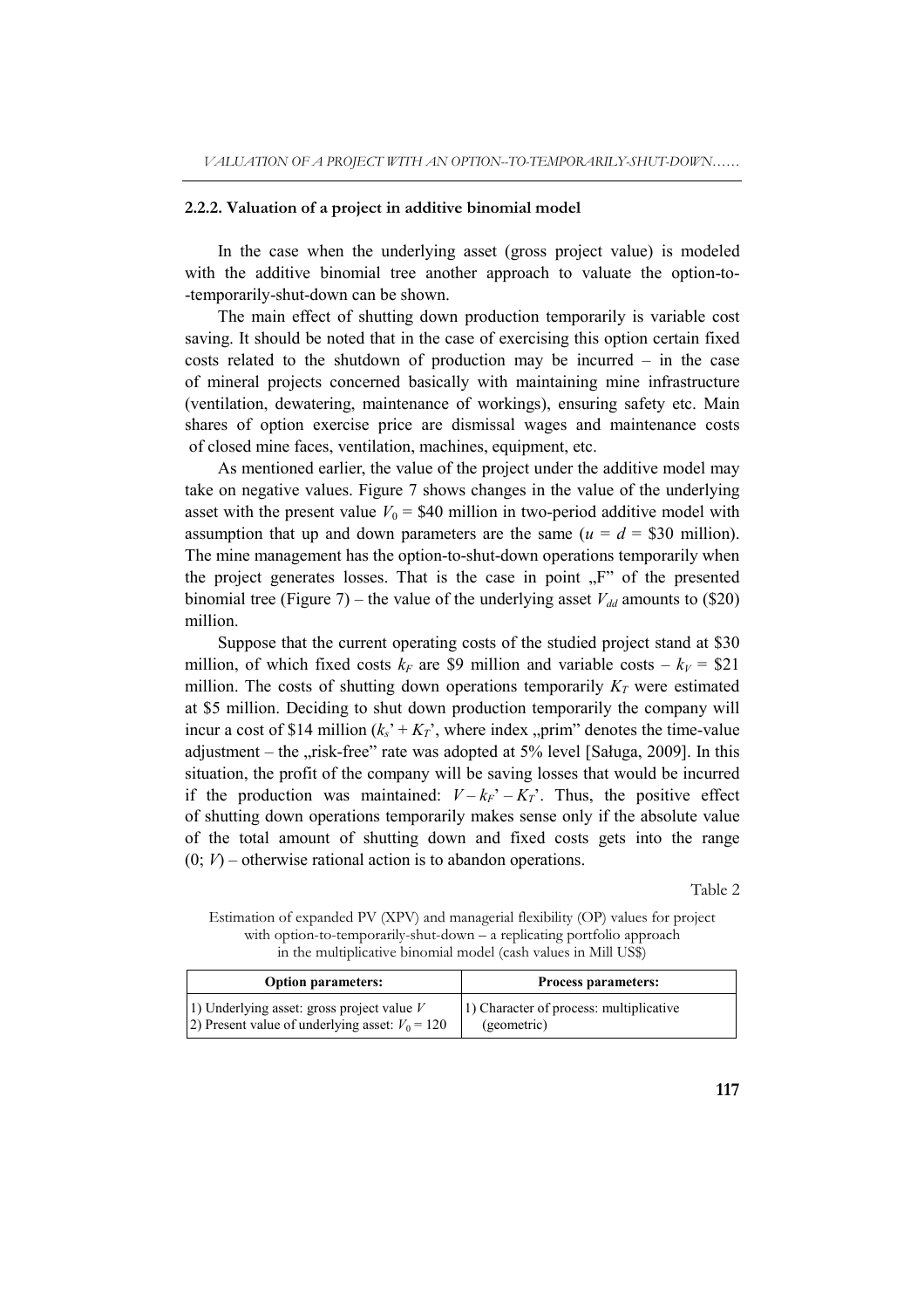### 2.2.2. Valuation of a project in additive binomial model

In the case when the underlying asset (gross project value) is modeled with the additive binomial tree another approach to valuate the option-to--temporarily-shut-down can be shown.

The main effect of shutting down production temporarily is variable cost saving. It should be noted that in the case of exercising this option certain fixed costs related to the shutdown of production may be incurred – in the case of mineral projects concerned basically with maintaining mine infrastructure (ventilation, dewatering, maintenance of workings), ensuring safety etc. Main shares of option exercise price are dismissal wages and maintenance costs of closed mine faces, ventilation, machines, equipment, etc.

As mentioned earlier, the value of the project under the additive model may take on negative values. Figure 7 shows changes in the value of the underlying asset with the present value $V_0$ = \$40 million in two-period additive model with assumption that up and down parameters are the same ($u = d =$ \$30 million). The mine management has the option-to-shut-down operations temporarily when the project generates losses. That is the case in point „F" of the presented binomial tree (Figure 7) – the value of the underlying asset $V_{dd}$ amounts to (\$20) million.

Suppose that the current operating costs of the studied project stand at \$30 million, of which fixed costs $k_F$ are \$9 million and variable costs – $k_V$ = \$21 million. The costs of shutting down operations temporarily $K_T$ were estimated at \$5 million. Deciding to shut down production temporarily the company will incur a cost of \$14 million ($k_s' + K_T'$, where index „prim" denotes the time-value adjustment – the „risk-free" rate was adopted at 5% level [Saługa, 2009]. In this situation, the profit of the company will be saving losses that would be incurred if the production was maintained: $V - k_F' - K_T'$. Thus, the positive effect of shutting down operations temporarily makes sense only if the absolute value of the total amount of shutting down and fixed costs gets into the range $(0; V)$ – otherwise rational action is to abandon operations.

Table 2

Estimation of expanded PV (XPV) and managerial flexibility (OP) values for project with option-to-temporarily-shut-down – a replicating portfolio approach in the multiplicative binomial model (cash values in Mill US\$)

| Option parameters: | Process parameters: |
|---|---|
| 1) Underlying asset: gross project value $V$<br>2) Present value of underlying asset: $V_0 = 120$ | 1) Character of process: multiplicative (geometric) |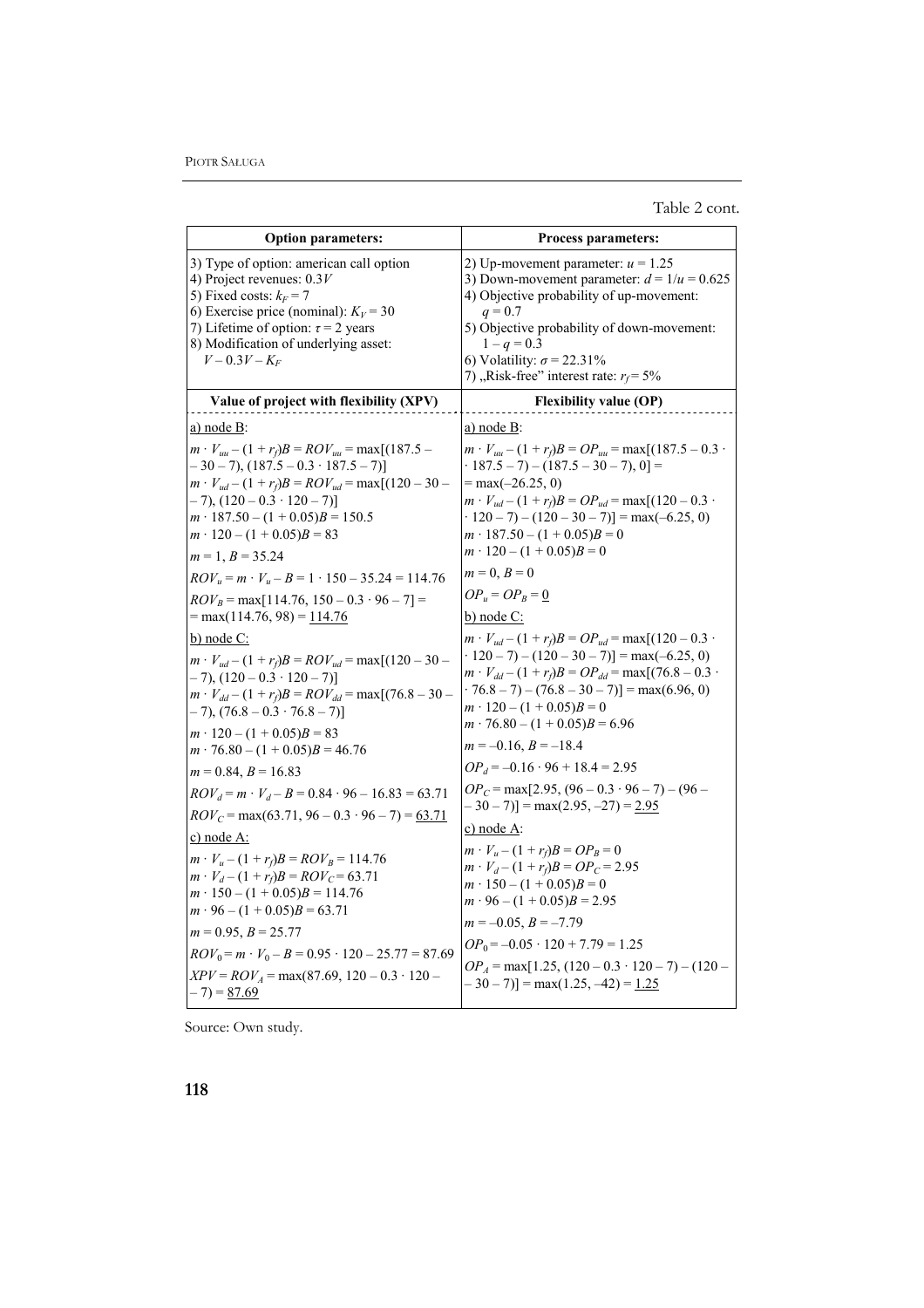Table 2 cont.

| Option parameters: | Process parameters: |
|---|---|
| 3) Type of option: american call option<br>4) Project revenues: $0.3V$<br>5) Fixed costs: $k_F = 7$<br>6) Exercise price (nominal): $K_V = 30$<br>7) Lifetime of option: $\tau = 2$ years<br>8) Modification of underlying asset: $V - 0.3V - K_F$ | 2) Up-movement parameter: $u = 1.25$<br>3) Down-movement parameter: $d = 1/u = 0.625$<br>4) Objective probability of up-movement: $q = 0.7$<br>5) Objective probability of down-movement: $1 - q = 0.3$<br>6) Volatility: $\sigma = 22.31\%$<br>7) „Risk-free" interest rate: $r_f = 5\%$ |
| **Value of project with flexibility (XPV)** | **Flexibility value (OP)** |
| a) node B:<br>$m \cdot V_{uu} - (1 + r_f)B = ROV_{uu} = \max[(187.5 - 30 - 7), (187.5 - 0.3 \cdot 187.5 - 7)]$<br>$m \cdot V_{ud} - (1 + r_f)B = ROV_{ud} = \max[(120 - 30 - 7), (120 - 0.3 \cdot 120 - 7)]$<br>$m \cdot 187.50 - (1 + 0.05)B = 150.5$<br>$m \cdot 120 - (1 + 0.05)B = 83$<br>$m = 1, B = 35.24$<br>$ROV_u = m \cdot V_u - B = 1 \cdot 150 - 35.24 = 114.76$<br>$ROV_B = \max[114.76, 150 - 0.3 \cdot 96 - 7] = \max(114.76, 98) = \underline{114.76}$ | a) node B:<br>$m \cdot V_{uu} - (1 + r_f)B = OP_{uu} = \max[(187.5 - 0.3 \cdot 187.5 - 7) - (187.5 - 30 - 7), 0] = \max(-26.25, 0)$<br>$m \cdot V_{ud} - (1 + r_f)B = OP_{ud} = \max[(120 - 0.3 \cdot 120 - 7) - (120 - 30 - 7)] = \max(-6.25, 0)$<br>$m \cdot 187.50 - (1 + 0.05)B = 0$<br>$m \cdot 120 - (1 + 0.05)B = 0$<br>$m = 0, B = 0$<br>$OP_u = OP_B = \underline{0}$ |
| b) node C:<br>$m \cdot V_{ud} - (1 + r_f)B = ROV_{ud} = \max[(120 - 30 - 7), (120 - 0.3 \cdot 120 - 7)]$<br>$m \cdot V_{dd} - (1 + r_f)B = ROV_{dd} = \max[(76.8 - 30 - 7), (76.8 - 0.3 \cdot 76.8 - 7)]$<br>$m \cdot 120 - (1 + 0.05)B = 83$<br>$m \cdot 76.80 - (1 + 0.05)B = 46.76$<br>$m = 0.84, B = 16.83$<br>$ROV_d = m \cdot V_d - B = 0.84 \cdot 96 - 16.83 = 63.71$<br>$ROV_C = \max(63.71, 96 - 0.3 \cdot 96 - 7) = \underline{63.71}$ | b) node C:<br>$m \cdot V_{ud} - (1 + r_f)B = OP_{ud} = \max[(120 - 0.3 \cdot 120 - 7) - (120 - 30 - 7)] = \max(-6.25, 0)$<br>$m \cdot V_{dd} - (1 + r_f)B = OP_{dd} = \max[(76.8 - 0.3 \cdot 76.8 - 7) - (76.8 - 30 - 7)] = \max(6.96, 0)$<br>$m \cdot 120 - (1 + 0.05)B = 0$<br>$m \cdot 76.80 - (1 + 0.05)B = 6.96$<br>$m = -0.16, B = -18.4$<br>$OP_d = -0.16 \cdot 96 + 18.4 = 2.95$<br>$OP_C = \max[2.95, (96 - 0.3 \cdot 96 - 7) - (96 - 30 - 7)] = \max(2.95, -27) = \underline{2.95}$ |
| c) node A:<br>$m \cdot V_u - (1 + r_f)B = ROV_B = 114.76$<br>$m \cdot V_d - (1 + r_f)B = ROV_C = 63.71$<br>$m \cdot 150 - (1 + 0.05)B = 114.76$<br>$m \cdot 96 - (1 + 0.05)B = 63.71$<br>$m = 0.95, B = 25.77$<br>$ROV_0 = m \cdot V_0 - B = 0.95 \cdot 120 - 25.77 = 87.69$<br>$XPV = ROV_A = \max(87.69, 120 - 0.3 \cdot 120 - 7) = \underline{87.69}$ | c) node A:<br>$m \cdot V_u - (1 + r_f)B = OP_B = 0$<br>$m \cdot V_d - (1 + r_f)B = OP_C = 2.95$<br>$m \cdot 150 - (1 + 0.05)B = 0$<br>$m \cdot 96 - (1 + 0.05)B = 2.95$<br>$m = -0.05, B = -7.79$<br>$OP_0 = -0.05 \cdot 120 + 7.79 = 1.25$<br>$OP_A = \max[1.25, (120 - 0.3 \cdot 120 - 7) - (120 - 30 - 7)] = \max(1.25, -42) = \underline{1.25}$ |

Source: Own study.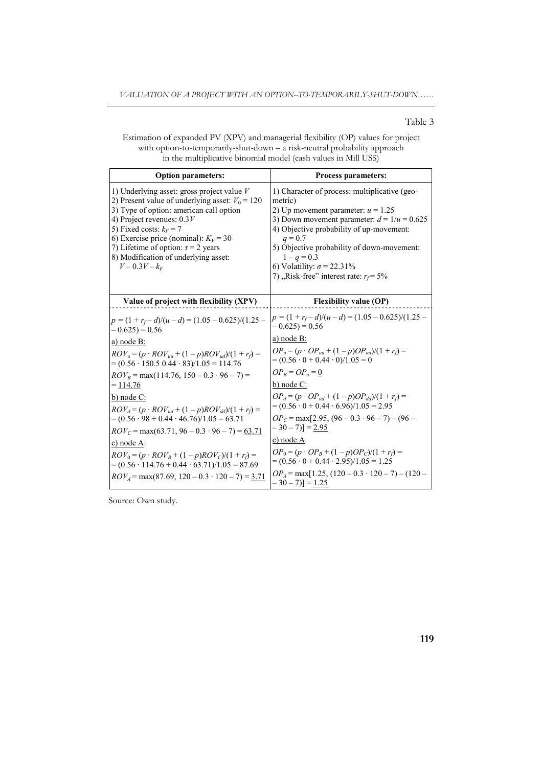Table 3

Estimation of expanded PV (XPV) and managerial flexibility (OP) values for project with option-to-temporarily-shut-down – a risk-neutral probability approach in the multiplicative binomial model (cash values in Mill US$)

| **Option parameters:** | **Process parameters:** |
|---|---|
| 1) Underlying asset: gross project value $V$<br>2) Present value of underlying asset: $V_0 = 120$<br>3) Type of option: american call option<br>4) Project revenues: $0.3V$<br>5) Fixed costs: $k_F = 7$<br>6) Exercise price (nominal): $K_V = 30$<br>7) Lifetime of option: $\tau = 2$ years<br>8) Modification of underlying asset: $V - 0.3V - k_F$ | 1) Character of process: multiplicative (geometric)<br>2) Up movement parameter: $u = 1.25$<br>3) Down movement parameter: $d = 1/u = 0.625$<br>4) Objective probability of up-movement: $q = 0.7$<br>5) Objective probability of down-movement: $1 - q = 0.3$<br>6) Volatility: $\sigma = 22.31\%$<br>7) „Risk-free" interest rate: $r_f = 5\%$ |
| **Value of project with flexibility (XPV)** | **Flexibility value (OP)** |
| $p = (1 + r_f - d)/(u - d) = (1.05 - 0.625)/(1.25 - 0.625) = 0.56$<br>a) node B:<br>$ROV_u = (p \cdot ROV_{uu} + (1 - p)ROV_{ud})/(1 + r_f) = (0.56 \cdot 150.5\ 0.44 \cdot 83)/1.05 = 114.76$<br>$ROV_B = \max(114.76, 150 - 0.3 \cdot 96 - 7) = \underline{114.76}$<br>b) node C:<br>$ROV_d = (p \cdot ROV_{ud} + (1 - p)ROV_{dd})/(1 + r_f) = (0.56 \cdot 98 + 0.44 \cdot 46.76)/1.05 = 63.71$<br>$ROV_C = \max(63.71, 96 - 0.3 \cdot 96 - 7) = \underline{63.71}$<br>c) node A:<br>$ROV_0 = (p \cdot ROV_B + (1 - p)ROV_C)/(1 + r_f) = (0.56 \cdot 114.76 + 0.44 \cdot 63.71)/1.05 = 87.69$<br>$ROV_A = \max(87.69, 120 - 0.3 \cdot 120 - 7) = \underline{3.71}$ | $p = (1 + r_f - d)/(u - d) = (1.05 - 0.625)/(1.25 - 0.625) = 0.56$<br>a) node B:<br>$OP_u = (p \cdot OP_{uu} + (1 - p)OP_{ud})/(1 + r_f) = (0.56 \cdot 0 + 0.44 \cdot 0)/1.05 = 0$<br>$OP_B = OP_u = \underline{0}$<br>b) node C:<br>$OP_d = (p \cdot OP_{ud} + (1 - p)OP_{dd})/(1 + r_f) = (0.56 \cdot 0 + 0.44 \cdot 6.96)/1.05 = 2.95$<br>$OP_C = \max[2.95, (96 - 0.3 \cdot 96 - 7) - (96 - 30 - 7)] = \underline{2.95}$<br>c) node A:<br>$OP_0 = (p \cdot OP_B + (1 - p)OP_C)/(1 + r_f) = (0.56 \cdot 0 + 0.44 \cdot 2.95)/1.05 = 1.25$<br>$OP_A = \max[1.25, (120 - 0.3 \cdot 120 - 7) - (120 - 30 - 7)] = \underline{1.25}$ |

Source: Own study.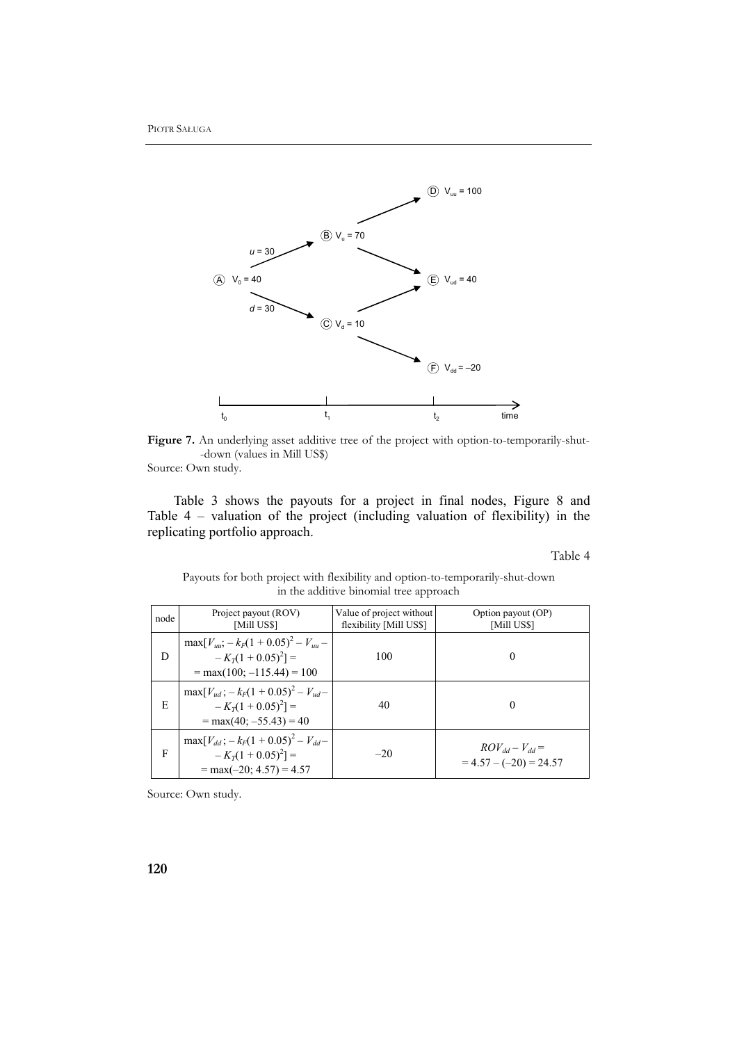Figure 7. An underlying asset additive tree of the project with option-to-temporarily-shut--down (values in Mill US$)

Source: Own study.

Table 3 shows the payouts for a project in final nodes, Figure 8 and Table 4 – valuation of the project (including valuation of flexibility) in the replicating portfolio approach.

Table 4

Payouts for both project with flexibility and option-to-temporarily-shut-down in the additive binomial tree approach

| node | Project payout (ROV) [Mill US$] | Value of project without flexibility [Mill US$] | Option payout (OP) [Mill US$] |
|---|---|---|---|
| D | $\max[V_{uu}; -k_F(1+0.05)^2 - V_{uu} - K_T(1+0.05)^2] = \max(100; -115.44) = 100$ | 100 | 0 |
| E | $\max[V_{ud}; -k_F(1+0.05)^2 - V_{ud} - K_T(1+0.05)^2] = \max(40; -55.43) = 40$ | 40 | 0 |
| F | $\max[V_{dd}; -k_F(1+0.05)^2 - V_{dd} - K_T(1+0.05)^2] = \max(-20; 4.57) = 4.57$ | –20 | $ROV_{dd} - V_{dd} = 4.57 - (-20) = 24.57$ |

Source: Own study.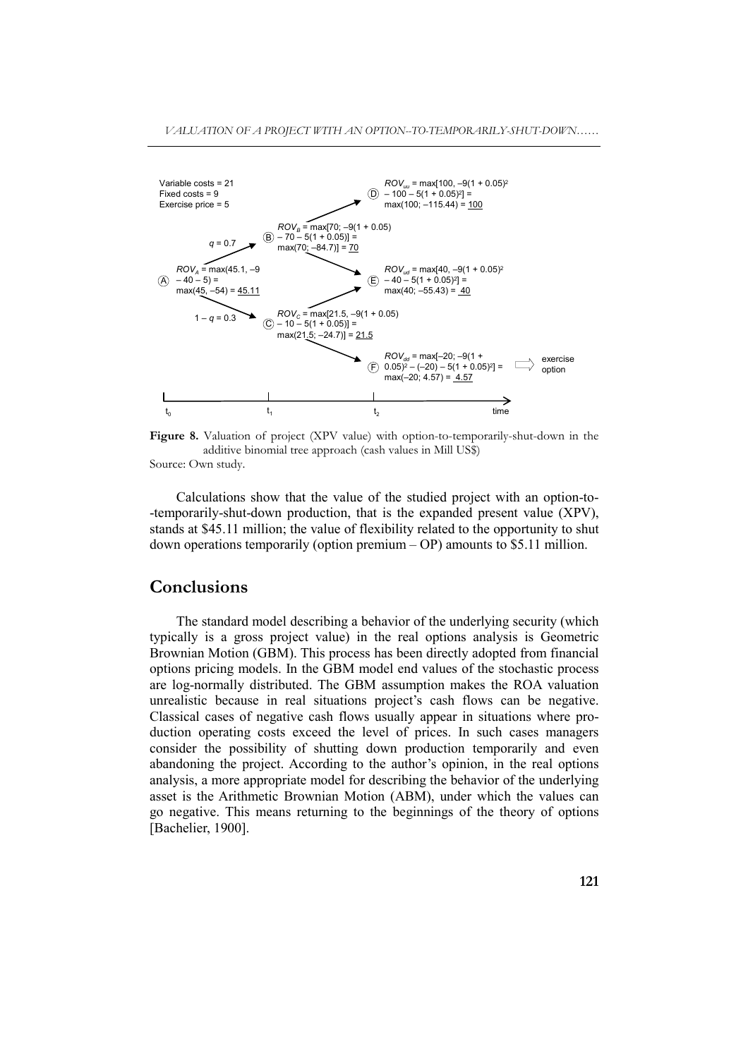Variable costs = 21
Fixed costs = 9
Exercise price = 5

(A) $ROV_A$ = max(45.1, –9 – 40 – 5) = max(45, –54) = 45.11

$q$ = 0.7

$1 - q$ = 0.3

(B) $ROV_B$ = max[70; –9(1 + 0.05) – 70 – 5(1 + 0.05)] = max(70; –84.7)] = 70

(C) $ROV_C$ = max[21.5, –9(1 + 0.05) – 10 – 5(1 + 0.05)] = max(21.5; –24.7)] = 21.5

(D) $ROV_{uu}$ = max[100, $-9(1 + 0.05)^2$ – 100 – $5(1 + 0.05)^2$] = max(100; –115.44) = 100

(E) $ROV_{ud}$ = max[40, $-9(1 + 0.05)^2$ – 40 – $5(1 + 0.05)^2$] = max(40; –55.43) = 40

(F) $ROV_{dd}$ = max[–20; $-9(1 + 0.05)^2$ – (–20) – $5(1 + 0.05)^2$] = max(–20; 4.57) = 4.57 ⇒ exercise option

$t_0$ $t_1$ $t_2$ time

**Figure 8.** Valuation of project (XPV value) with option-to-temporarily-shut-down in the additive binomial tree approach (cash values in Mill US$)

Source: Own study.

Calculations show that the value of the studied project with an option-to--temporarily-shut-down production, that is the expanded present value (XPV), stands at \$45.11 million; the value of flexibility related to the opportunity to shut down operations temporarily (option premium – OP) amounts to \$5.11 million.

## Conclusions

The standard model describing a behavior of the underlying security (which typically is a gross project value) in the real options analysis is Geometric Brownian Motion (GBM). This process has been directly adopted from financial options pricing models. In the GBM model end values of the stochastic process are log-normally distributed. The GBM assumption makes the ROA valuation unrealistic because in real situations project's cash flows can be negative. Classical cases of negative cash flows usually appear in situations where production operating costs exceed the level of prices. In such cases managers consider the possibility of shutting down production temporarily and even abandoning the project. According to the author's opinion, in the real options analysis, a more appropriate model for describing the behavior of the underlying asset is the Arithmetic Brownian Motion (ABM), under which the values can go negative. This means returning to the beginnings of the theory of options [Bachelier, 1900].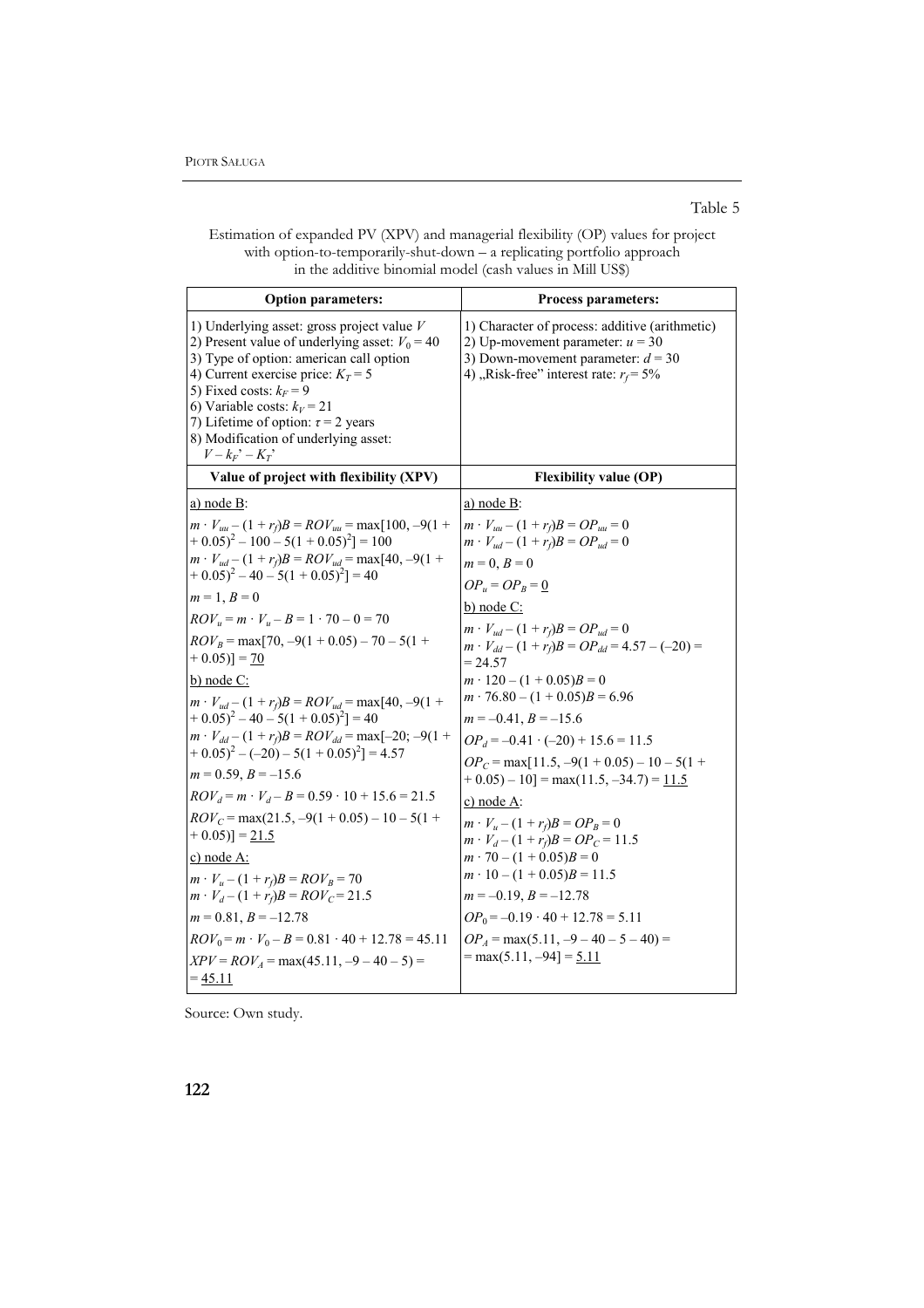Table 5

Estimation of expanded PV (XPV) and managerial flexibility (OP) values for project with option-to-temporarily-shut-down – a replicating portfolio approach in the additive binomial model (cash values in Mill US$)

| **Option parameters:** | **Process parameters:** |
|---|---|
| 1) Underlying asset: gross project value $V$<br>2) Present value of underlying asset: $V_0 = 40$<br>3) Type of option: american call option<br>4) Current exercise price: $K_T = 5$<br>5) Fixed costs: $k_F = 9$<br>6) Variable costs: $k_V = 21$<br>7) Lifetime of option: $\tau = 2$ years<br>8) Modification of underlying asset: $V - k_F' - K_T'$ | 1) Character of process: additive (arithmetic)<br>2) Up-movement parameter: $u = 30$<br>3) Down-movement parameter: $d = 30$<br>4) „Risk-free" interest rate: $r_f = 5\%$ |
| **Value of project with flexibility (XPV)** | **Flexibility value (OP)** |
| a) node B:<br>$m \cdot V_{uu} - (1 + r_f)B = ROV_{uu} = \max[100, -9(1 + 0.05)^2 - 100 - 5(1 + 0.05)^2] = 100$<br>$m \cdot V_{ud} - (1 + r_f)B = ROV_{ud} = \max[40, -9(1 + 0.05)^2 - 40 - 5(1 + 0.05)^2] = 40$<br>$m = 1, B = 0$<br>$ROV_u = m \cdot V_u - B = 1 \cdot 70 - 0 = 70$<br>$ROV_B = \max[70, -9(1 + 0.05) - 70 - 5(1 + 0.05)] = \underline{70}$<br>b) node C:<br>$m \cdot V_{ud} - (1 + r_f)B = ROV_{ud} = \max[40, -9(1 + 0.05)^2 - 40 - 5(1 + 0.05)^2] = 40$<br>$m \cdot V_{dd} - (1 + r_f)B = ROV_{dd} = \max[-20; -9(1 + 0.05)^2 - (-20) - 5(1 + 0.05)^2] = 4.57$<br>$m = 0.59, B = -15.6$<br>$ROV_d = m \cdot V_d - B = 0.59 \cdot 10 + 15.6 = 21.5$<br>$ROV_C = \max(21.5, -9(1 + 0.05) - 10 - 5(1 + 0.05)] = \underline{21.5}$<br>c) node A:<br>$m \cdot V_u - (1 + r_f)B = ROV_B = 70$<br>$m \cdot V_d - (1 + r_f)B = ROV_C = 21.5$<br>$m = 0.81, B = -12.78$<br>$ROV_0 = m \cdot V_0 - B = 0.81 \cdot 40 + 12.78 = 45.11$<br>$XPV = ROV_A = \max(45.11, -9 - 40 - 5) = \underline{45.11}$ | a) node B:<br>$m \cdot V_{uu} - (1 + r_f)B = OP_{uu} = 0$<br>$m \cdot V_{ud} - (1 + r_f)B = OP_{ud} = 0$<br>$m = 0, B = 0$<br>$OP_u = OP_B = \underline{0}$<br>b) node C:<br>$m \cdot V_{ud} - (1 + r_f)B = OP_{ud} = 0$<br>$m \cdot V_{dd} - (1 + r_f)B = OP_{dd} = 4.57 - (-20) = 24.57$<br>$m \cdot 120 - (1 + 0.05)B = 0$<br>$m \cdot 76.80 - (1 + 0.05)B = 6.96$<br>$m = -0.41, B = -15.6$<br>$OP_d = -0.41 \cdot (-20) + 15.6 = 11.5$<br>$OP_C = \max[11.5, -9(1 + 0.05) - 10 - 5(1 + 0.05) - 10] = \max(11.5, -34.7) = \underline{11.5}$<br>c) node A:<br>$m \cdot V_u - (1 + r_f)B = OP_B = 0$<br>$m \cdot V_d - (1 + r_f)B = OP_C = 11.5$<br>$m \cdot 70 - (1 + 0.05)B = 0$<br>$m \cdot 10 - (1 + 0.05)B = 11.5$<br>$m = -0.19, B = -12.78$<br>$OP_0 = -0.19 \cdot 40 + 12.78 = 5.11$<br>$OP_A = \max(5.11, -9 - 40 - 5 - 40) = \max(5.11, -94] = \underline{5.11}$ |

Source: Own study.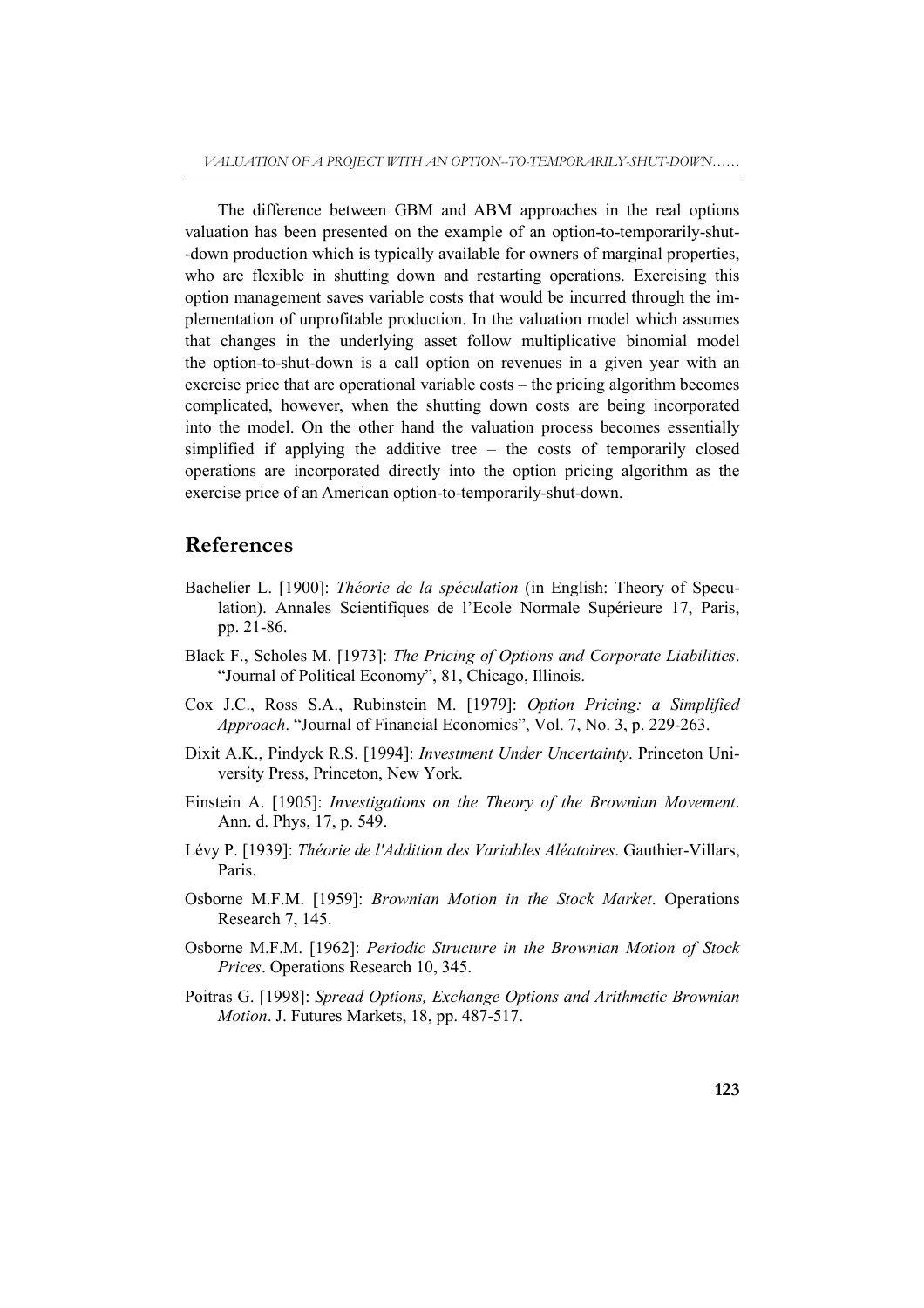The difference between GBM and ABM approaches in the real options valuation has been presented on the example of an option-to-temporarily-shut--down production which is typically available for owners of marginal properties, who are flexible in shutting down and restarting operations. Exercising this option management saves variable costs that would be incurred through the implementation of unprofitable production. In the valuation model which assumes that changes in the underlying asset follow multiplicative binomial model the option-to-shut-down is a call option on revenues in a given year with an exercise price that are operational variable costs – the pricing algorithm becomes complicated, however, when the shutting down costs are being incorporated into the model. On the other hand the valuation process becomes essentially simplified if applying the additive tree – the costs of temporarily closed operations are incorporated directly into the option pricing algorithm as the exercise price of an American option-to-temporarily-shut-down.

## References

Bachelier L. [1900]: *Théorie de la spéculation* (in English: Theory of Speculation). Annales Scientifiques de l'Ecole Normale Supérieure 17, Paris, pp. 21-86.

Black F., Scholes M. [1973]: *The Pricing of Options and Corporate Liabilities*. "Journal of Political Economy", 81, Chicago, Illinois.

Cox J.C., Ross S.A., Rubinstein M. [1979]: *Option Pricing: a Simplified Approach*. "Journal of Financial Economics", Vol. 7, No. 3, p. 229-263.

Dixit A.K., Pindyck R.S. [1994]: *Investment Under Uncertainty*. Princeton University Press, Princeton, New York.

Einstein A. [1905]: *Investigations on the Theory of the Brownian Movement*. Ann. d. Phys, 17, p. 549.

Lévy P. [1939]: *Théorie de l'Addition des Variables Aléatoires*. Gauthier-Villars, Paris.

Osborne M.F.M. [1959]: *Brownian Motion in the Stock Market*. Operations Research 7, 145.

Osborne M.F.M. [1962]: *Periodic Structure in the Brownian Motion of Stock Prices*. Operations Research 10, 345.

Poitras G. [1998]: *Spread Options, Exchange Options and Arithmetic Brownian Motion*. J. Futures Markets, 18, pp. 487-517.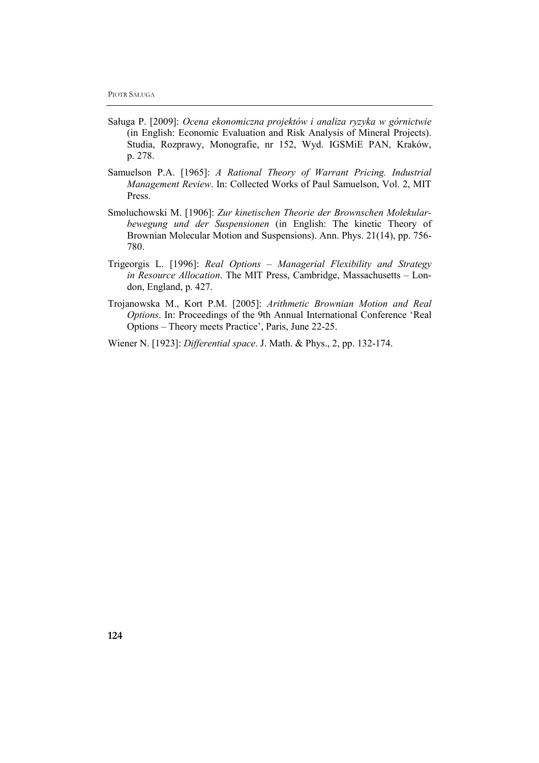Saługa P. [2009]: *Ocena ekonomiczna projektów i analiza ryzyka w górnictwie* (in English: Economic Evaluation and Risk Analysis of Mineral Projects). Studia, Rozprawy, Monografie, nr 152, Wyd. IGSMiE PAN, Kraków, p. 278.

Samuelson P.A. [1965]: *A Rational Theory of Warrant Pricing. Industrial Management Review*. In: Collected Works of Paul Samuelson, Vol. 2, MIT Press.

Smoluchowski M. [1906]: *Zur kinetischen Theorie der Brownschen Molekularbewegung und der Suspensionen* (in English: The kinetic Theory of Brownian Molecular Motion and Suspensions). Ann. Phys. 21(14), pp. 756-780.

Trigeorgis L. [1996]: *Real Options – Managerial Flexibility and Strategy in Resource Allocation*. The MIT Press, Cambridge, Massachusetts – London, England, p. 427.

Trojanowska M., Kort P.M. [2005]: *Arithmetic Brownian Motion and Real Options*. In: Proceedings of the 9th Annual International Conference 'Real Options – Theory meets Practice', Paris, June 22-25.

Wiener N. [1923]: *Differential space*. J. Math. & Phys., 2, pp. 132-174.